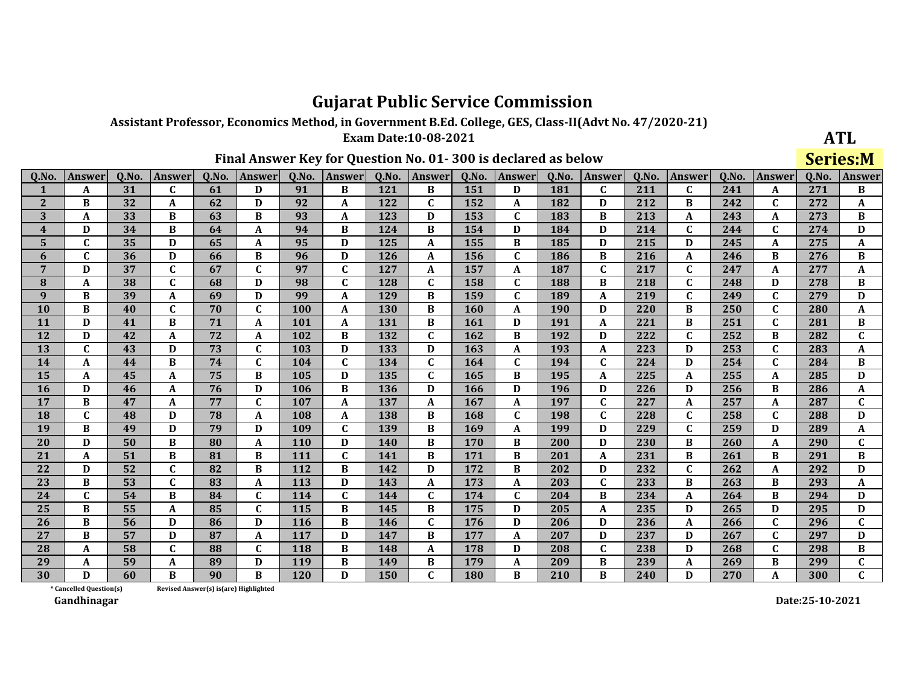# Gujarat Public Service Commission

**Assistant Professor, Economics Method, in Government B.Ed. College, GES, Class-II(Advt No. 47/2020-21)**

**Exam Date:10-08-2021**

**ATL**

**Series:M**

## Final Answer Key for Question No. 01- 300 is declared as below

| Q.No. | Answer | Q.No. | Answer | Q.No. | Answer | Q.No. | Answer | Q.No. | Answer | Q.No. | Answer | Q.No. | Answer | Q.No. | Answer | Q.No. | Answer | Q.No. | Answer |
|---|---|---|---|---|---|---|---|---|---|---|---|---|---|---|---|---|---|---|---|
| 1 | A | 31 | C | 61 | D | 91 | B | 121 | B | 151 | D | 181 | C | 211 | C | 241 | A | 271 | B |
| 2 | B | 32 | A | 62 | D | 92 | A | 122 | C | 152 | A | 182 | D | 212 | B | 242 | C | 272 | A |
| 3 | A | 33 | B | 63 | B | 93 | A | 123 | D | 153 | C | 183 | B | 213 | A | 243 | A | 273 | B |
| 4 | D | 34 | B | 64 | A | 94 | B | 124 | B | 154 | D | 184 | D | 214 | C | 244 | C | 274 | D |
| 5 | C | 35 | D | 65 | A | 95 | D | 125 | A | 155 | B | 185 | D | 215 | D | 245 | A | 275 | A |
| 6 | C | 36 | D | 66 | B | 96 | D | 126 | A | 156 | C | 186 | B | 216 | A | 246 | B | 276 | B |
| 7 | D | 37 | C | 67 | C | 97 | C | 127 | A | 157 | A | 187 | C | 217 | C | 247 | A | 277 | A |
| 8 | A | 38 | C | 68 | D | 98 | C | 128 | C | 158 | C | 188 | B | 218 | C | 248 | D | 278 | B |
| 9 | B | 39 | A | 69 | D | 99 | A | 129 | B | 159 | C | 189 | A | 219 | C | 249 | C | 279 | D |
| 10 | B | 40 | C | 70 | C | 100 | A | 130 | B | 160 | A | 190 | D | 220 | B | 250 | C | 280 | A |
| 11 | D | 41 | B | 71 | A | 101 | A | 131 | B | 161 | D | 191 | A | 221 | B | 251 | C | 281 | B |
| 12 | D | 42 | A | 72 | A | 102 | B | 132 | C | 162 | B | 192 | D | 222 | C | 252 | B | 282 | C |
| 13 | C | 43 | D | 73 | C | 103 | D | 133 | D | 163 | A | 193 | A | 223 | D | 253 | C | 283 | A |
| 14 | A | 44 | B | 74 | C | 104 | C | 134 | C | 164 | C | 194 | C | 224 | D | 254 | C | 284 | B |
| 15 | A | 45 | A | 75 | B | 105 | D | 135 | C | 165 | B | 195 | A | 225 | A | 255 | A | 285 | D |
| 16 | D | 46 | A | 76 | D | 106 | B | 136 | D | 166 | D | 196 | D | 226 | D | 256 | B | 286 | A |
| 17 | B | 47 | A | 77 | C | 107 | A | 137 | A | 167 | A | 197 | C | 227 | A | 257 | A | 287 | C |
| 18 | C | 48 | D | 78 | A | 108 | A | 138 | B | 168 | C | 198 | C | 228 | C | 258 | C | 288 | D |
| 19 | B | 49 | D | 79 | D | 109 | C | 139 | B | 169 | A | 199 | D | 229 | C | 259 | D | 289 | A |
| 20 | D | 50 | B | 80 | A | 110 | D | 140 | B | 170 | B | 200 | D | 230 | B | 260 | A | 290 | C |
| 21 | A | 51 | B | 81 | B | 111 | C | 141 | B | 171 | B | 201 | A | 231 | B | 261 | B | 291 | B |
| 22 | D | 52 | C | 82 | B | 112 | B | 142 | D | 172 | B | 202 | D | 232 | C | 262 | A | 292 | D |
| 23 | B | 53 | C | 83 | A | 113 | D | 143 | A | 173 | A | 203 | C | 233 | B | 263 | B | 293 | A |
| 24 | C | 54 | B | 84 | C | 114 | C | 144 | C | 174 | C | 204 | B | 234 | A | 264 | B | 294 | D |
| 25 | B | 55 | A | 85 | C | 115 | B | 145 | B | 175 | D | 205 | A | 235 | D | 265 | D | 295 | D |
| 26 | B | 56 | D | 86 | D | 116 | B | 146 | C | 176 | D | 206 | D | 236 | A | 266 | C | 296 | C |
| 27 | B | 57 | D | 87 | A | 117 | D | 147 | B | 177 | A | 207 | D | 237 | D | 267 | C | 297 | D |
| 28 | A | 58 | C | 88 | C | 118 | B | 148 | A | 178 | D | 208 | C | 238 | D | 268 | C | 298 | B |
| 29 | A | 59 | A | 89 | D | 119 | B | 149 | B | 179 | A | 209 | B | 239 | A | 269 | B | 299 | C |
| 30 | D | 60 | B | 90 | B | 120 | D | 150 | C | 180 | B | 210 | B | 240 | D | 270 | A | 300 | C |

\* Cancelled Question(s)

Revised Answer(s) is(are) Highlighted

**Gandhinagar**

**Date:25-10-2021**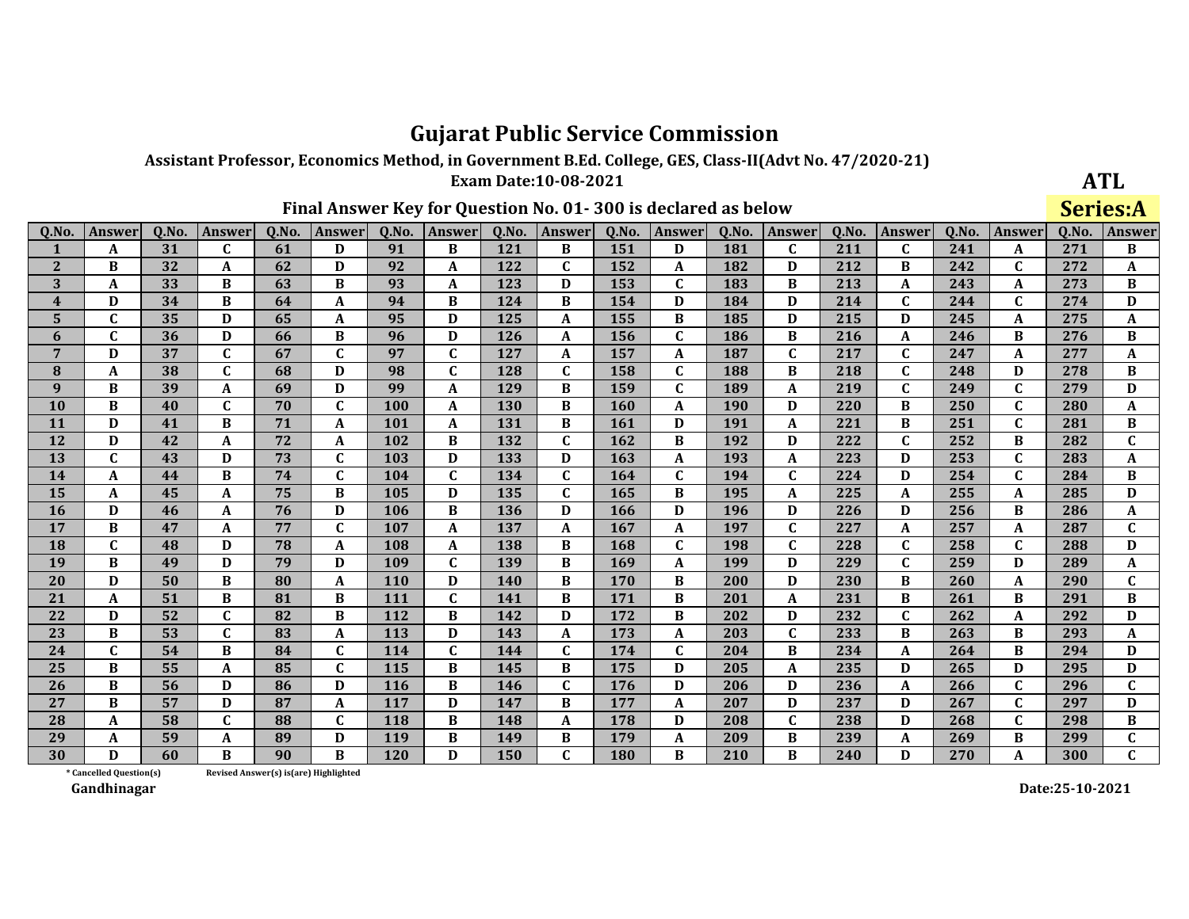# Gujarat Public Service Commission

**Assistant Professor, Economics Method, in Government B.Ed. College, GES, Class-II(Advt No. 47/2020-21)**

**Exam Date:10-08-2021**

**ATL**

**Series:A**

**Final Answer Key for Question No. 01- 300 is declared as below**

| Q.No. | Answer | Q.No. | Answer | Q.No. | Answer | Q.No. | Answer | Q.No. | Answer | Q.No. | Answer | Q.No. | Answer | Q.No. | Answer | Q.No. | Answer | Q.No. | Answer |
|---|---|---|---|---|---|---|---|---|---|---|---|---|---|---|---|---|---|---|---|
| 1 | A | 31 | C | 61 | D | 91 | B | 121 | B | 151 | D | 181 | C | 211 | C | 241 | A | 271 | B |
| 2 | B | 32 | A | 62 | D | 92 | A | 122 | C | 152 | A | 182 | D | 212 | B | 242 | C | 272 | A |
| 3 | A | 33 | B | 63 | B | 93 | A | 123 | D | 153 | C | 183 | B | 213 | A | 243 | A | 273 | B |
| 4 | D | 34 | B | 64 | A | 94 | B | 124 | B | 154 | D | 184 | D | 214 | C | 244 | C | 274 | D |
| 5 | C | 35 | D | 65 | A | 95 | D | 125 | A | 155 | B | 185 | D | 215 | D | 245 | A | 275 | A |
| 6 | C | 36 | D | 66 | B | 96 | D | 126 | A | 156 | C | 186 | B | 216 | A | 246 | B | 276 | B |
| 7 | D | 37 | C | 67 | C | 97 | C | 127 | A | 157 | A | 187 | C | 217 | C | 247 | A | 277 | A |
| 8 | A | 38 | C | 68 | D | 98 | C | 128 | C | 158 | C | 188 | B | 218 | C | 248 | D | 278 | B |
| 9 | B | 39 | A | 69 | D | 99 | A | 129 | B | 159 | C | 189 | A | 219 | C | 249 | C | 279 | D |
| 10 | B | 40 | C | 70 | C | 100 | A | 130 | B | 160 | A | 190 | D | 220 | B | 250 | C | 280 | A |
| 11 | D | 41 | B | 71 | A | 101 | A | 131 | B | 161 | D | 191 | A | 221 | B | 251 | C | 281 | B |
| 12 | D | 42 | A | 72 | A | 102 | B | 132 | C | 162 | B | 192 | D | 222 | C | 252 | B | 282 | C |
| 13 | C | 43 | D | 73 | C | 103 | D | 133 | D | 163 | A | 193 | A | 223 | D | 253 | C | 283 | A |
| 14 | A | 44 | B | 74 | C | 104 | C | 134 | C | 164 | C | 194 | C | 224 | D | 254 | C | 284 | B |
| 15 | A | 45 | A | 75 | B | 105 | D | 135 | C | 165 | B | 195 | A | 225 | A | 255 | A | 285 | D |
| 16 | D | 46 | A | 76 | D | 106 | B | 136 | D | 166 | D | 196 | D | 226 | D | 256 | B | 286 | A |
| 17 | B | 47 | A | 77 | C | 107 | A | 137 | A | 167 | A | 197 | C | 227 | A | 257 | A | 287 | C |
| 18 | C | 48 | D | 78 | A | 108 | A | 138 | B | 168 | C | 198 | C | 228 | C | 258 | C | 288 | D |
| 19 | B | 49 | D | 79 | D | 109 | C | 139 | B | 169 | A | 199 | D | 229 | C | 259 | D | 289 | A |
| 20 | D | 50 | B | 80 | A | 110 | D | 140 | B | 170 | B | 200 | D | 230 | B | 260 | A | 290 | C |
| 21 | A | 51 | B | 81 | B | 111 | C | 141 | B | 171 | B | 201 | A | 231 | B | 261 | B | 291 | B |
| 22 | D | 52 | C | 82 | B | 112 | B | 142 | D | 172 | B | 202 | D | 232 | C | 262 | A | 292 | D |
| 23 | B | 53 | C | 83 | A | 113 | D | 143 | A | 173 | A | 203 | C | 233 | B | 263 | B | 293 | A |
| 24 | C | 54 | B | 84 | C | 114 | C | 144 | C | 174 | C | 204 | B | 234 | A | 264 | B | 294 | D |
| 25 | B | 55 | A | 85 | C | 115 | B | 145 | B | 175 | D | 205 | A | 235 | D | 265 | D | 295 | D |
| 26 | B | 56 | D | 86 | D | 116 | B | 146 | C | 176 | D | 206 | D | 236 | A | 266 | C | 296 | C |
| 27 | B | 57 | D | 87 | A | 117 | D | 147 | B | 177 | A | 207 | D | 237 | D | 267 | C | 297 | D |
| 28 | A | 58 | C | 88 | C | 118 | B | 148 | A | 178 | D | 208 | C | 238 | D | 268 | C | 298 | B |
| 29 | A | 59 | A | 89 | D | 119 | B | 149 | B | 179 | A | 209 | B | 239 | A | 269 | B | 299 | C |
| 30 | D | 60 | B | 90 | B | 120 | D | 150 | C | 180 | B | 210 | B | 240 | D | 270 | A | 300 | C |

\* Cancelled Question(s)   Revised Answer(s) is(are) Highlighted

**Gandhinagar**

**Date:25-10-2021**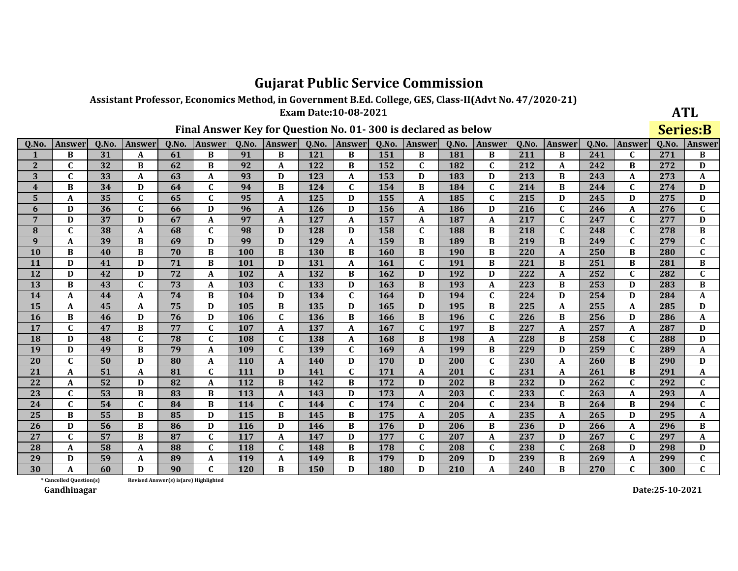# Gujarat Public Service Commission

**Assistant Professor, Economics Method, in Government B.Ed. College, GES, Class-II(Advt No. 47/2020-21)**

**Exam Date:10-08-2021**

**ATL**

**Series:B**

## Final Answer Key for Question No. 01- 300 is declared as below

| Q.No. | Answer | Q.No. | Answer | Q.No. | Answer | Q.No. | Answer | Q.No. | Answer | Q.No. | Answer | Q.No. | Answer | Q.No. | Answer | Q.No. | Answer | Q.No. | Answer |
|---|---|---|---|---|---|---|---|---|---|---|---|---|---|---|---|---|---|---|---|
| 1 | B | 31 | A | 61 | B | 91 | B | 121 | B | 151 | B | 181 | B | 211 | B | 241 | C | 271 | B |
| 2 | C | 32 | B | 62 | B | 92 | A | 122 | B | 152 | C | 182 | C | 212 | A | 242 | B | 272 | D |
| 3 | C | 33 | A | 63 | A | 93 | D | 123 | A | 153 | D | 183 | D | 213 | B | 243 | A | 273 | A |
| 4 | B | 34 | D | 64 | C | 94 | B | 124 | C | 154 | B | 184 | C | 214 | B | 244 | C | 274 | D |
| 5 | A | 35 | C | 65 | C | 95 | A | 125 | D | 155 | A | 185 | C | 215 | D | 245 | D | 275 | D |
| 6 | D | 36 | C | 66 | D | 96 | A | 126 | D | 156 | A | 186 | D | 216 | C | 246 | A | 276 | C |
| 7 | D | 37 | D | 67 | A | 97 | A | 127 | A | 157 | A | 187 | A | 217 | C | 247 | C | 277 | D |
| 8 | C | 38 | A | 68 | C | 98 | D | 128 | D | 158 | C | 188 | B | 218 | C | 248 | C | 278 | B |
| 9 | A | 39 | B | 69 | D | 99 | D | 129 | A | 159 | B | 189 | B | 219 | B | 249 | C | 279 | C |
| 10 | B | 40 | B | 70 | B | 100 | B | 130 | B | 160 | B | 190 | B | 220 | A | 250 | B | 280 | C |
| 11 | D | 41 | D | 71 | B | 101 | D | 131 | A | 161 | C | 191 | B | 221 | B | 251 | B | 281 | B |
| 12 | D | 42 | D | 72 | A | 102 | A | 132 | B | 162 | D | 192 | D | 222 | A | 252 | C | 282 | C |
| 13 | B | 43 | C | 73 | A | 103 | C | 133 | D | 163 | B | 193 | A | 223 | B | 253 | D | 283 | B |
| 14 | A | 44 | A | 74 | B | 104 | D | 134 | C | 164 | D | 194 | C | 224 | D | 254 | D | 284 | A |
| 15 | A | 45 | A | 75 | D | 105 | B | 135 | D | 165 | D | 195 | B | 225 | A | 255 | A | 285 | D |
| 16 | B | 46 | D | 76 | D | 106 | C | 136 | B | 166 | B | 196 | C | 226 | B | 256 | D | 286 | A |
| 17 | C | 47 | B | 77 | C | 107 | A | 137 | A | 167 | C | 197 | B | 227 | A | 257 | A | 287 | D |
| 18 | D | 48 | C | 78 | C | 108 | C | 138 | A | 168 | B | 198 | A | 228 | B | 258 | C | 288 | D |
| 19 | D | 49 | B | 79 | A | 109 | C | 139 | C | 169 | A | 199 | B | 229 | D | 259 | C | 289 | A |
| 20 | C | 50 | D | 80 | A | 110 | A | 140 | D | 170 | D | 200 | C | 230 | A | 260 | B | 290 | D |
| 21 | A | 51 | A | 81 | C | 111 | D | 141 | C | 171 | A | 201 | C | 231 | A | 261 | B | 291 | A |
| 22 | A | 52 | D | 82 | A | 112 | B | 142 | B | 172 | D | 202 | B | 232 | D | 262 | C | 292 | C |
| 23 | C | 53 | B | 83 | B | 113 | A | 143 | D | 173 | A | 203 | C | 233 | C | 263 | A | 293 | A |
| 24 | C | 54 | C | 84 | B | 114 | C | 144 | C | 174 | C | 204 | C | 234 | B | 264 | B | 294 | C |
| 25 | B | 55 | B | 85 | D | 115 | B | 145 | B | 175 | A | 205 | A | 235 | A | 265 | D | 295 | A |
| 26 | D | 56 | B | 86 | D | 116 | D | 146 | B | 176 | D | 206 | B | 236 | D | 266 | A | 296 | B |
| 27 | C | 57 | B | 87 | C | 117 | A | 147 | D | 177 | C | 207 | A | 237 | D | 267 | C | 297 | A |
| 28 | A | 58 | A | 88 | C | 118 | C | 148 | B | 178 | C | 208 | C | 238 | C | 268 | D | 298 | D |
| 29 | D | 59 | A | 89 | A | 119 | A | 149 | B | 179 | D | 209 | D | 239 | B | 269 | A | 299 | C |
| 30 | A | 60 | D | 90 | C | 120 | B | 150 | D | 180 | D | 210 | A | 240 | B | 270 | C | 300 | C |

* Cancelled Question(s)    Revised Answer(s) is(are) Highlighted

**Gandhinagar**

**Date:25-10-2021**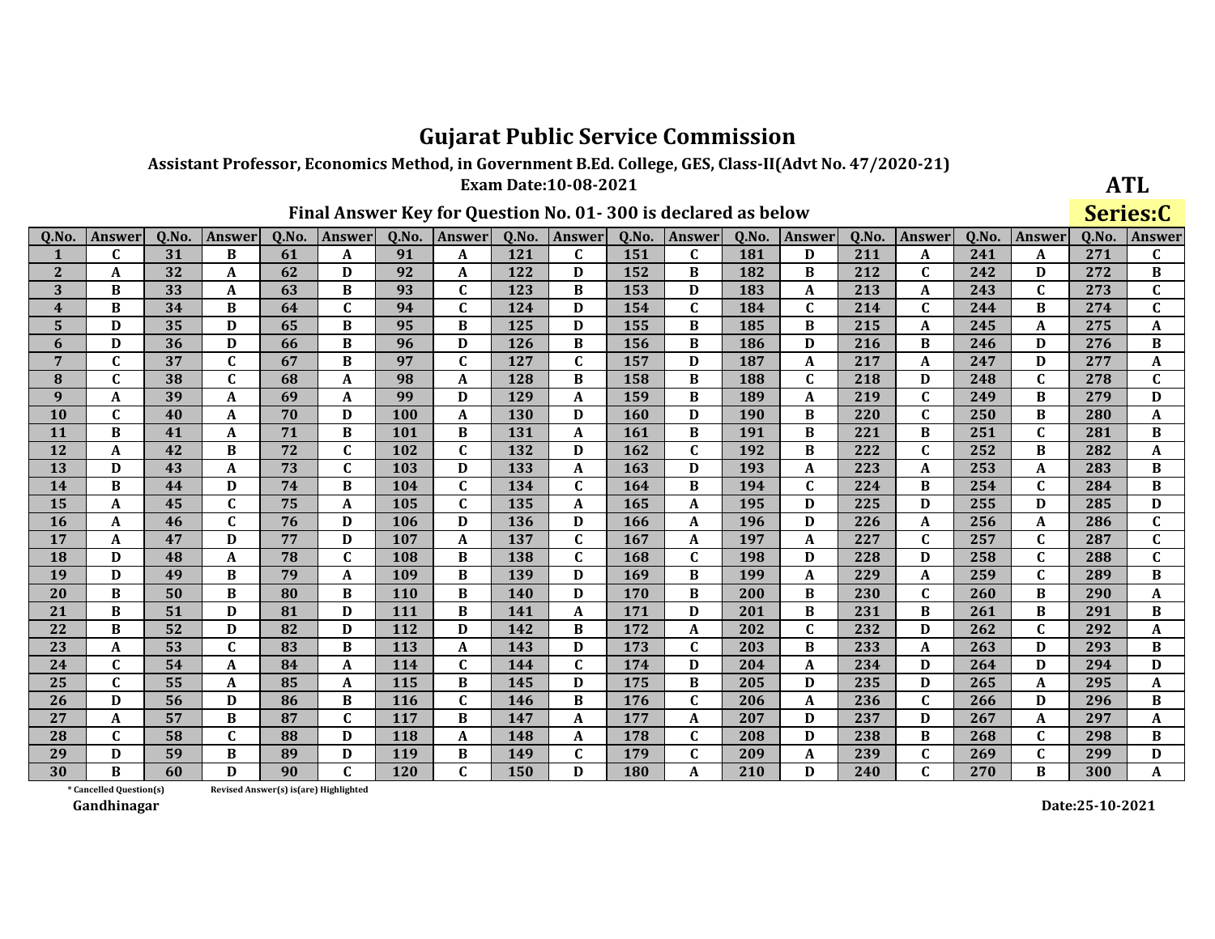# Gujarat Public Service Commission

**Assistant Professor, Economics Method, in Government B.Ed. College, GES, Class-II(Advt No. 47/2020-21)**

**Exam Date:10-08-2021**

**ATL**

**Series:C**

**Final Answer Key for Question No. 01- 300 is declared as below**

| Q.No. | Answer | Q.No. | Answer | Q.No. | Answer | Q.No. | Answer | Q.No. | Answer | Q.No. | Answer | Q.No. | Answer | Q.No. | Answer | Q.No. | Answer | Q.No. | Answer |
|---|---|---|---|---|---|---|---|---|---|---|---|---|---|---|---|---|---|---|---|
| 1 | C | 31 | B | 61 | A | 91 | A | 121 | C | 151 | C | 181 | D | 211 | A | 241 | A | 271 | C |
| 2 | A | 32 | A | 62 | D | 92 | A | 122 | D | 152 | B | 182 | B | 212 | C | 242 | D | 272 | B |
| 3 | B | 33 | A | 63 | B | 93 | C | 123 | B | 153 | D | 183 | A | 213 | A | 243 | C | 273 | C |
| 4 | B | 34 | B | 64 | C | 94 | C | 124 | D | 154 | C | 184 | C | 214 | C | 244 | B | 274 | C |
| 5 | D | 35 | D | 65 | B | 95 | B | 125 | D | 155 | B | 185 | B | 215 | A | 245 | A | 275 | A |
| 6 | D | 36 | D | 66 | B | 96 | D | 126 | B | 156 | B | 186 | D | 216 | B | 246 | D | 276 | B |
| 7 | C | 37 | C | 67 | B | 97 | C | 127 | C | 157 | D | 187 | A | 217 | A | 247 | D | 277 | A |
| 8 | C | 38 | C | 68 | A | 98 | A | 128 | B | 158 | B | 188 | C | 218 | D | 248 | C | 278 | C |
| 9 | A | 39 | A | 69 | A | 99 | D | 129 | A | 159 | B | 189 | A | 219 | C | 249 | B | 279 | D |
| 10 | C | 40 | A | 70 | D | 100 | A | 130 | D | 160 | D | 190 | B | 220 | C | 250 | B | 280 | A |
| 11 | B | 41 | A | 71 | B | 101 | B | 131 | A | 161 | B | 191 | B | 221 | B | 251 | C | 281 | B |
| 12 | A | 42 | B | 72 | C | 102 | C | 132 | D | 162 | C | 192 | B | 222 | C | 252 | B | 282 | A |
| 13 | D | 43 | A | 73 | C | 103 | D | 133 | A | 163 | D | 193 | A | 223 | A | 253 | A | 283 | B |
| 14 | B | 44 | D | 74 | B | 104 | C | 134 | C | 164 | B | 194 | C | 224 | B | 254 | C | 284 | B |
| 15 | A | 45 | C | 75 | A | 105 | C | 135 | A | 165 | A | 195 | D | 225 | D | 255 | D | 285 | D |
| 16 | A | 46 | C | 76 | D | 106 | D | 136 | D | 166 | A | 196 | D | 226 | A | 256 | A | 286 | C |
| 17 | A | 47 | D | 77 | D | 107 | A | 137 | C | 167 | A | 197 | A | 227 | C | 257 | C | 287 | C |
| 18 | D | 48 | A | 78 | C | 108 | B | 138 | C | 168 | C | 198 | D | 228 | D | 258 | C | 288 | C |
| 19 | D | 49 | B | 79 | A | 109 | B | 139 | D | 169 | B | 199 | A | 229 | A | 259 | C | 289 | B |
| 20 | B | 50 | B | 80 | B | 110 | B | 140 | D | 170 | B | 200 | B | 230 | C | 260 | B | 290 | A |
| 21 | B | 51 | D | 81 | D | 111 | B | 141 | A | 171 | D | 201 | B | 231 | B | 261 | B | 291 | B |
| 22 | B | 52 | D | 82 | D | 112 | D | 142 | B | 172 | A | 202 | C | 232 | D | 262 | C | 292 | A |
| 23 | A | 53 | C | 83 | B | 113 | A | 143 | D | 173 | C | 203 | B | 233 | A | 263 | D | 293 | B |
| 24 | C | 54 | A | 84 | A | 114 | C | 144 | C | 174 | D | 204 | A | 234 | D | 264 | D | 294 | D |
| 25 | C | 55 | A | 85 | A | 115 | B | 145 | D | 175 | B | 205 | D | 235 | D | 265 | A | 295 | A |
| 26 | D | 56 | D | 86 | B | 116 | C | 146 | B | 176 | C | 206 | A | 236 | C | 266 | D | 296 | B |
| 27 | A | 57 | B | 87 | C | 117 | B | 147 | A | 177 | A | 207 | D | 237 | D | 267 | A | 297 | A |
| 28 | C | 58 | C | 88 | D | 118 | A | 148 | A | 178 | C | 208 | D | 238 | B | 268 | C | 298 | B |
| 29 | D | 59 | B | 89 | D | 119 | B | 149 | C | 179 | C | 209 | A | 239 | C | 269 | C | 299 | D |
| 30 | B | 60 | D | 90 | C | 120 | C | 150 | D | 180 | A | 210 | D | 240 | C | 270 | B | 300 | A |

\* Cancelled Question(s)　　Revised Answer(s) is(are) Highlighted

**Gandhinagar**

**Date:25-10-2021**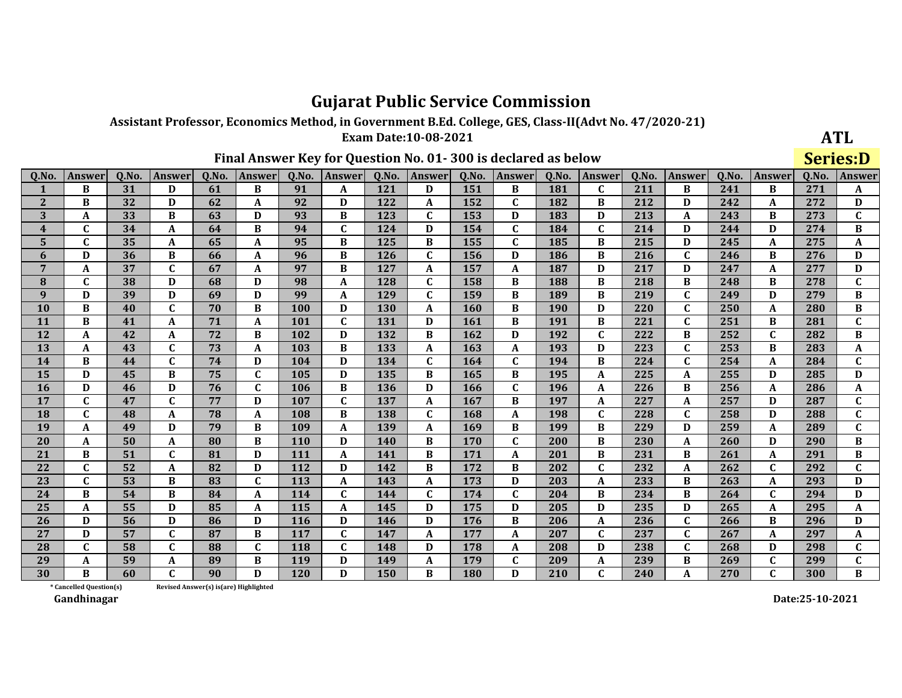# Gujarat Public Service Commission

**Assistant Professor, Economics Method, in Government B.Ed. College, GES, Class-II(Advt No. 47/2020-21)**

**Exam Date:10-08-2021**

**ATL**

**Series:D**

**Final Answer Key for Question No. 01- 300 is declared as below**

| Q.No. | Answer | Q.No. | Answer | Q.No. | Answer | Q.No. | Answer | Q.No. | Answer | Q.No. | Answer | Q.No. | Answer | Q.No. | Answer | Q.No. | Answer | Q.No. | Answer |
|---|---|---|---|---|---|---|---|---|---|---|---|---|---|---|---|---|---|---|---|
| 1 | B | 31 | D | 61 | B | 91 | A | 121 | D | 151 | B | 181 | C | 211 | B | 241 | B | 271 | A |
| 2 | B | 32 | D | 62 | A | 92 | D | 122 | A | 152 | C | 182 | B | 212 | D | 242 | A | 272 | D |
| 3 | A | 33 | B | 63 | D | 93 | B | 123 | C | 153 | D | 183 | D | 213 | A | 243 | B | 273 | C |
| 4 | C | 34 | A | 64 | B | 94 | C | 124 | D | 154 | C | 184 | C | 214 | D | 244 | D | 274 | B |
| 5 | C | 35 | A | 65 | A | 95 | B | 125 | B | 155 | C | 185 | B | 215 | D | 245 | A | 275 | A |
| 6 | D | 36 | B | 66 | A | 96 | B | 126 | C | 156 | D | 186 | B | 216 | C | 246 | B | 276 | D |
| 7 | A | 37 | C | 67 | A | 97 | B | 127 | A | 157 | A | 187 | D | 217 | D | 247 | A | 277 | D |
| 8 | C | 38 | D | 68 | D | 98 | A | 128 | C | 158 | B | 188 | B | 218 | B | 248 | B | 278 | C |
| 9 | D | 39 | D | 69 | D | 99 | A | 129 | C | 159 | B | 189 | B | 219 | C | 249 | D | 279 | B |
| 10 | B | 40 | C | 70 | B | 100 | D | 130 | A | 160 | B | 190 | D | 220 | C | 250 | A | 280 | B |
| 11 | B | 41 | A | 71 | A | 101 | C | 131 | D | 161 | B | 191 | B | 221 | C | 251 | B | 281 | C |
| 12 | A | 42 | A | 72 | B | 102 | D | 132 | B | 162 | D | 192 | C | 222 | B | 252 | C | 282 | B |
| 13 | A | 43 | C | 73 | A | 103 | B | 133 | A | 163 | A | 193 | D | 223 | C | 253 | B | 283 | A |
| 14 | B | 44 | C | 74 | D | 104 | D | 134 | C | 164 | C | 194 | B | 224 | C | 254 | A | 284 | C |
| 15 | D | 45 | B | 75 | C | 105 | D | 135 | B | 165 | B | 195 | A | 225 | A | 255 | D | 285 | D |
| 16 | D | 46 | D | 76 | C | 106 | B | 136 | D | 166 | C | 196 | A | 226 | B | 256 | A | 286 | A |
| 17 | C | 47 | C | 77 | D | 107 | C | 137 | A | 167 | B | 197 | A | 227 | A | 257 | D | 287 | C |
| 18 | C | 48 | A | 78 | A | 108 | B | 138 | C | 168 | A | 198 | C | 228 | C | 258 | D | 288 | C |
| 19 | A | 49 | D | 79 | B | 109 | A | 139 | A | 169 | B | 199 | B | 229 | D | 259 | A | 289 | C |
| 20 | A | 50 | A | 80 | B | 110 | D | 140 | B | 170 | C | 200 | B | 230 | A | 260 | D | 290 | B |
| 21 | B | 51 | C | 81 | D | 111 | A | 141 | B | 171 | A | 201 | B | 231 | B | 261 | A | 291 | B |
| 22 | C | 52 | A | 82 | D | 112 | D | 142 | B | 172 | B | 202 | C | 232 | A | 262 | C | 292 | C |
| 23 | C | 53 | B | 83 | C | 113 | A | 143 | A | 173 | D | 203 | A | 233 | B | 263 | A | 293 | D |
| 24 | B | 54 | B | 84 | A | 114 | C | 144 | C | 174 | C | 204 | B | 234 | B | 264 | C | 294 | D |
| 25 | A | 55 | D | 85 | A | 115 | A | 145 | D | 175 | D | 205 | D | 235 | D | 265 | A | 295 | A |
| 26 | D | 56 | D | 86 | D | 116 | D | 146 | D | 176 | B | 206 | A | 236 | C | 266 | B | 296 | D |
| 27 | D | 57 | C | 87 | B | 117 | C | 147 | A | 177 | A | 207 | C | 237 | C | 267 | A | 297 | A |
| 28 | C | 58 | C | 88 | C | 118 | C | 148 | D | 178 | A | 208 | D | 238 | C | 268 | D | 298 | C |
| 29 | A | 59 | A | 89 | B | 119 | D | 149 | A | 179 | C | 209 | A | 239 | B | 269 | C | 299 | C |
| 30 | B | 60 | C | 90 | D | 120 | D | 150 | B | 180 | D | 210 | C | 240 | A | 270 | C | 300 | B |

\* Cancelled Question(s)    Revised Answer(s) is(are) Highlighted

**Gandhinagar**

**Date:25-10-2021**